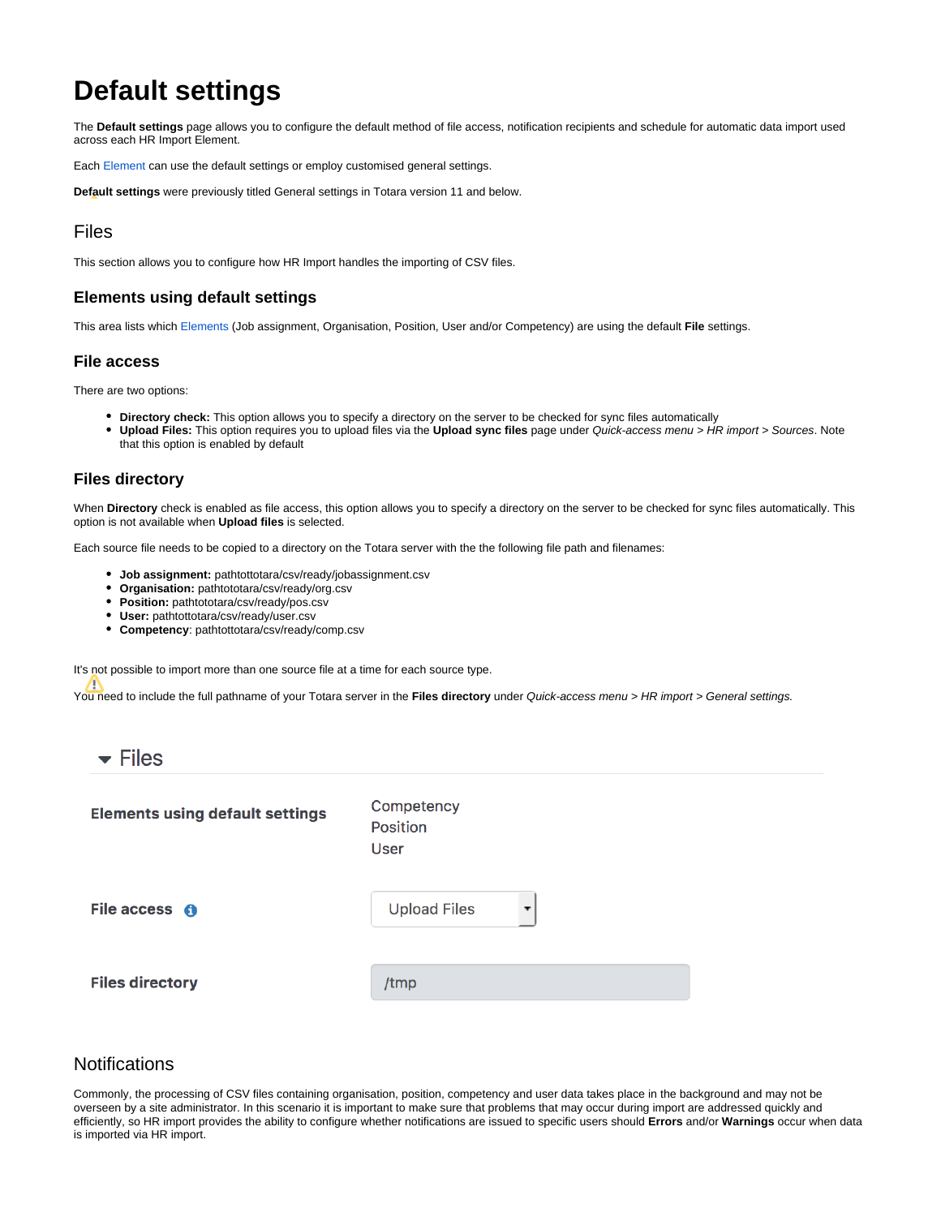# Default settings

The **Default settings** page allows you to configure the default method of file access, notification recipients and schedule for automatic data import used across each HR Import Element.

Each Element can use the default settings or employ customised general settings.

**Default settings** were previously titled General settings in Totara version 11 and below.

## Files

This section allows you to configure how HR Import handles the importing of CSV files.

### Elements using default settings

This area lists which Elements (Job assignment, Organisation, Position, User and/or Competency) are using the default **File** settings.

### File access

There are two options:

- **Directory check:** This option allows you to specify a directory on the server to be checked for sync files automatically
- **Upload Files:** This option requires you to upload files via the **Upload sync files** page under *Quick-access menu > HR import > Sources*. Note that this option is enabled by default

### Files directory

When **Directory** check is enabled as file access, this option allows you to specify a directory on the server to be checked for sync files automatically. This option is not available when **Upload files** is selected.

Each source file needs to be copied to a directory on the Totara server with the the following file path and filenames:

- **Job assignment:** pathtottotara/csv/ready/jobassignment.csv
- **Organisation:** pathtototara/csv/ready/org.csv
- **Position:** pathtototara/csv/ready/pos.csv
- **User:** pathtottotara/csv/ready/user.csv
- **Competency**: pathtottotara/csv/ready/comp.csv

It's not possible to import more than one source file at a time for each source type.

You need to include the full pathname of your Totara server in the **Files directory** under *Quick-access menu > HR import > General settings.*

Files

| | |
|---|---|
| **Elements using default settings** | Competency<br>Position<br>User |
| **File access** | Upload Files |
| **Files directory** | /tmp |

## Notifications

Commonly, the processing of CSV files containing organisation, position, competency and user data takes place in the background and may not be overseen by a site administrator. In this scenario it is important to make sure that problems that may occur during import are addressed quickly and efficiently, so HR import provides the ability to configure whether notifications are issued to specific users should **Errors** and/or **Warnings** occur when data is imported via HR import.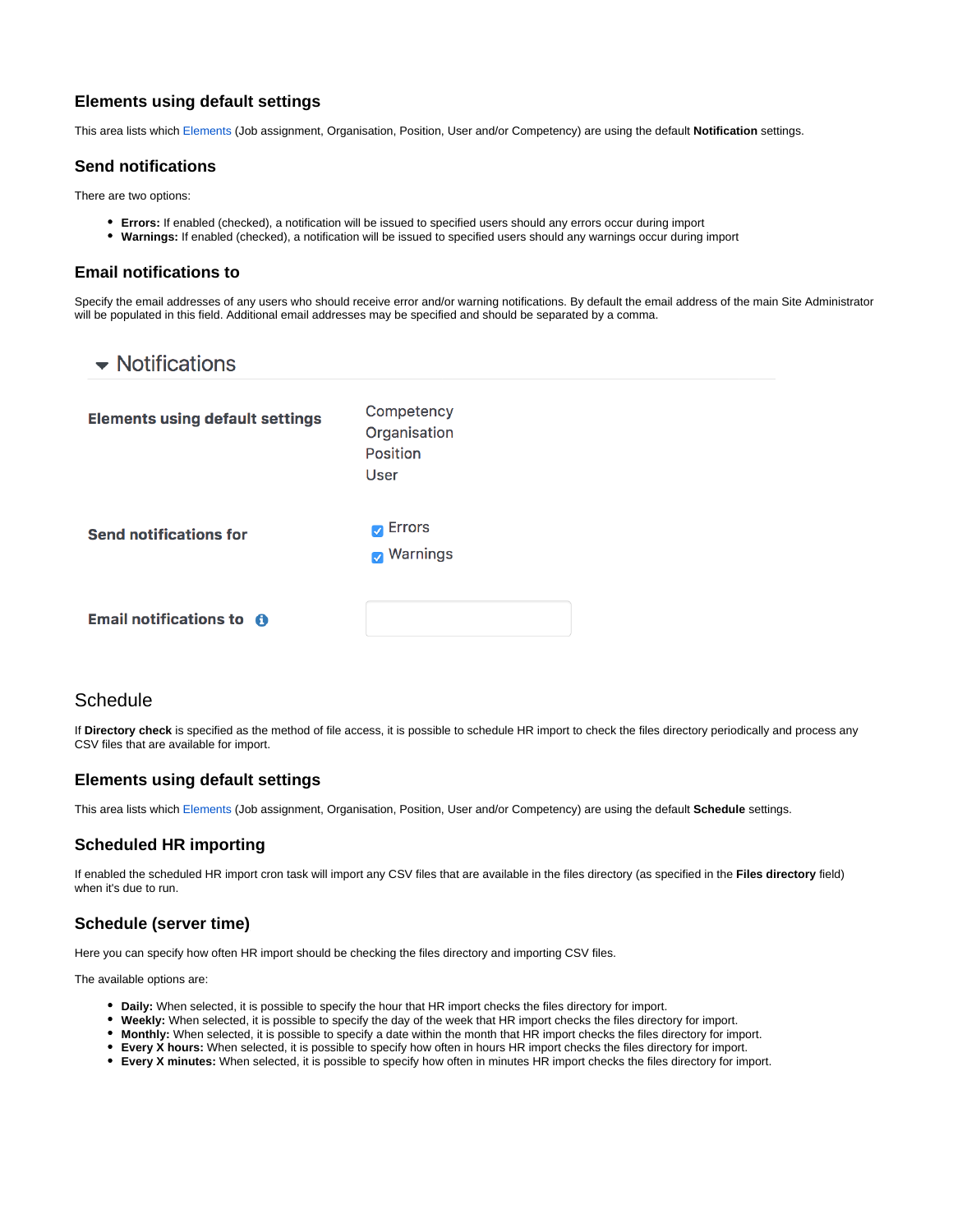### Elements using default settings

This area lists which Elements (Job assignment, Organisation, Position, User and/or Competency) are using the default **Notification** settings.

### Send notifications

There are two options:

- **Errors:** If enabled (checked), a notification will be issued to specified users should any errors occur during import
- **Warnings:** If enabled (checked), a notification will be issued to specified users should any warnings occur during import

### Email notifications to

Specify the email addresses of any users who should receive error and/or warning notifications. By default the email address of the main Site Administrator will be populated in this field. Additional email addresses may be specified and should be separated by a comma.

▾ Notifications

| | |
|---|---|
| **Elements using default settings** | Competency<br>Organisation<br>Position<br>User |
| **Send notifications for** | ☑ Errors<br>☑ Warnings |
| **Email notifications to** ⓘ | |

## Schedule

If **Directory check** is specified as the method of file access, it is possible to schedule HR import to check the files directory periodically and process any CSV files that are available for import.

### Elements using default settings

This area lists which Elements (Job assignment, Organisation, Position, User and/or Competency) are using the default **Schedule** settings.

### Scheduled HR importing

If enabled the scheduled HR import cron task will import any CSV files that are available in the files directory (as specified in the **Files directory** field) when it's due to run.

### Schedule (server time)

Here you can specify how often HR import should be checking the files directory and importing CSV files.

The available options are:

- **Daily:** When selected, it is possible to specify the hour that HR import checks the files directory for import.
- **Weekly:** When selected, it is possible to specify the day of the week that HR import checks the files directory for import.
- **Monthly:** When selected, it is possible to specify a date within the month that HR import checks the files directory for import.
- **Every X hours:** When selected, it is possible to specify how often in hours HR import checks the files directory for import.
- **Every X minutes:** When selected, it is possible to specify how often in minutes HR import checks the files directory for import.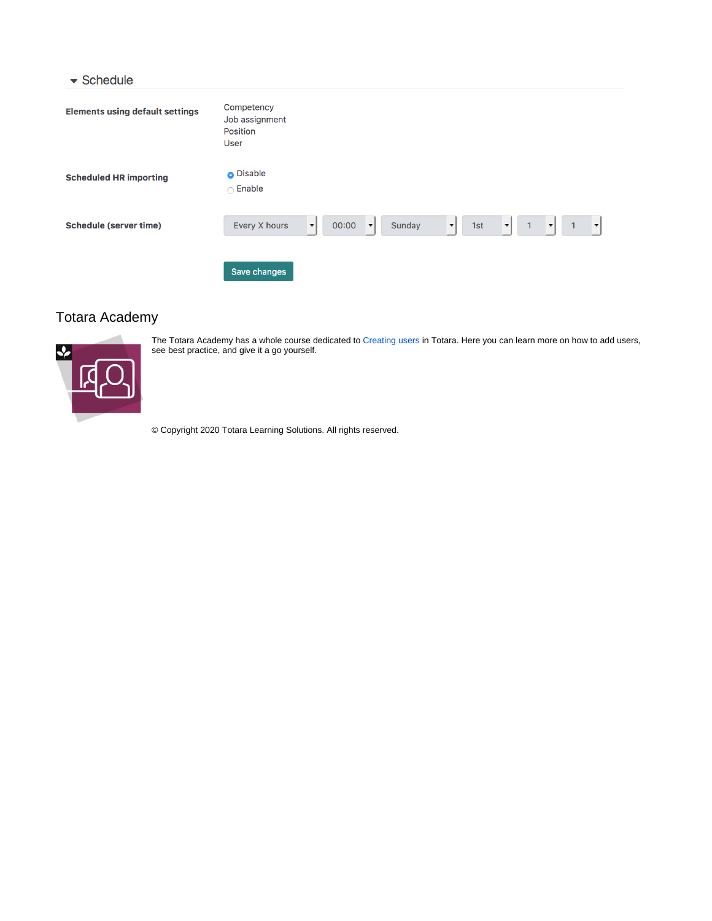▼ Schedule

**Elements using default settings**

Competency
Job assignment
Position
User

**Scheduled HR importing**

- [x] Disable
- [ ] Enable

**Schedule (server time)**

Every X hours | 00:00 | Sunday | 1st | 1 | 1

Save changes

## Totara Academy

The Totara Academy has a whole course dedicated to Creating users in Totara. Here you can learn more on how to add users, see best practice, and give it a go yourself.

© Copyright 2020 Totara Learning Solutions. All rights reserved.